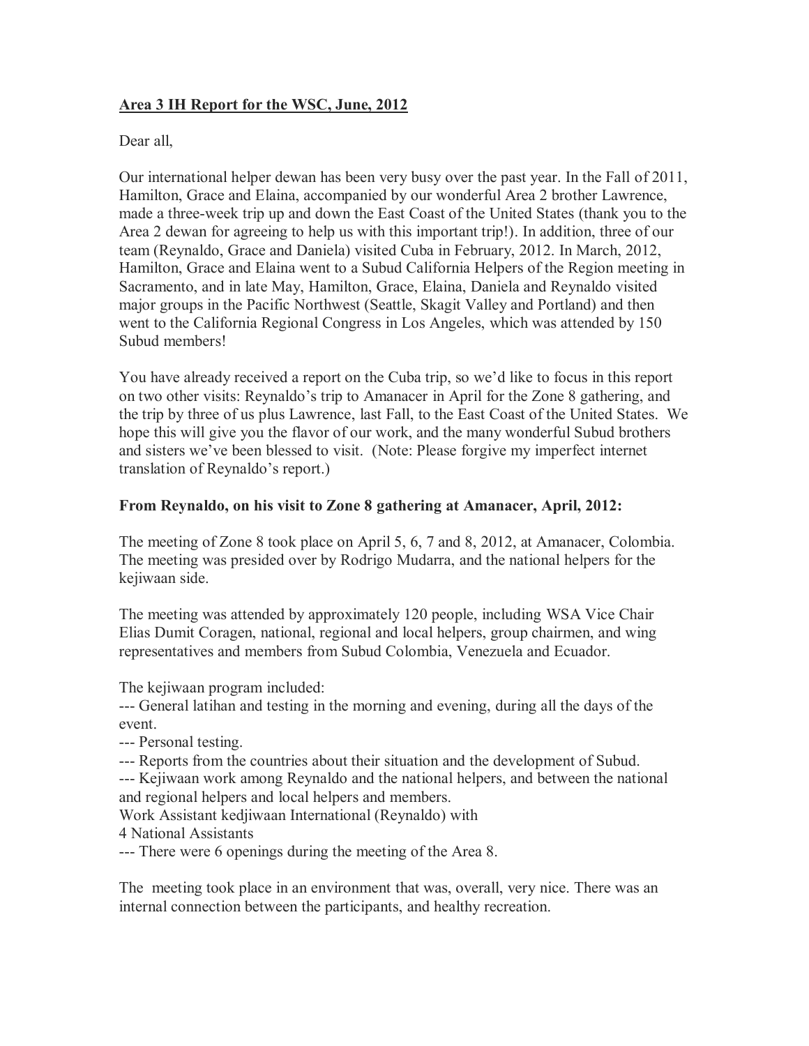**<u>Area 3 IH Report for the WSC, June, 2012</u>**

Dear all,

Our international helper dewan has been very busy over the past year. In the Fall of 2011, Hamilton, Grace and Elaina, accompanied by our wonderful Area 2 brother Lawrence, made a three-week trip up and down the East Coast of the United States (thank you to the Area 2 dewan for agreeing to help us with this important trip!). In addition, three of our team (Reynaldo, Grace and Daniela) visited Cuba in February, 2012. In March, 2012, Hamilton, Grace and Elaina went to a Subud California Helpers of the Region meeting in Sacramento, and in late May, Hamilton, Grace, Elaina, Daniela and Reynaldo visited major groups in the Pacific Northwest (Seattle, Skagit Valley and Portland) and then went to the California Regional Congress in Los Angeles, which was attended by 150 Subud members!

You have already received a report on the Cuba trip, so we'd like to focus in this report on two other visits: Reynaldo's trip to Amanacer in April for the Zone 8 gathering, and the trip by three of us plus Lawrence, last Fall, to the East Coast of the United States. We hope this will give you the flavor of our work, and the many wonderful Subud brothers and sisters we've been blessed to visit. (Note: Please forgive my imperfect internet translation of Reynaldo's report.)

**From Reynaldo, on his visit to Zone 8 gathering at Amanacer, April, 2012:**

The meeting of Zone 8 took place on April 5, 6, 7 and 8, 2012, at Amanacer, Colombia. The meeting was presided over by Rodrigo Mudarra, and the national helpers for the kejiwaan side.

The meeting was attended by approximately 120 people, including WSA Vice Chair Elias Dumit Coragen, national, regional and local helpers, group chairmen, and wing representatives and members from Subud Colombia, Venezuela and Ecuador.

The kejiwaan program included:
--- General latihan and testing in the morning and evening, during all the days of the event.
--- Personal testing.
--- Reports from the countries about their situation and the development of Subud.
--- Kejiwaan work among Reynaldo and the national helpers, and between the national and regional helpers and local helpers and members.
Work Assistant kedjiwaan International (Reynaldo) with
4 National Assistants
--- There were 6 openings during the meeting of the Area 8.

The meeting took place in an environment that was, overall, very nice. There was an internal connection between the participants, and healthy recreation.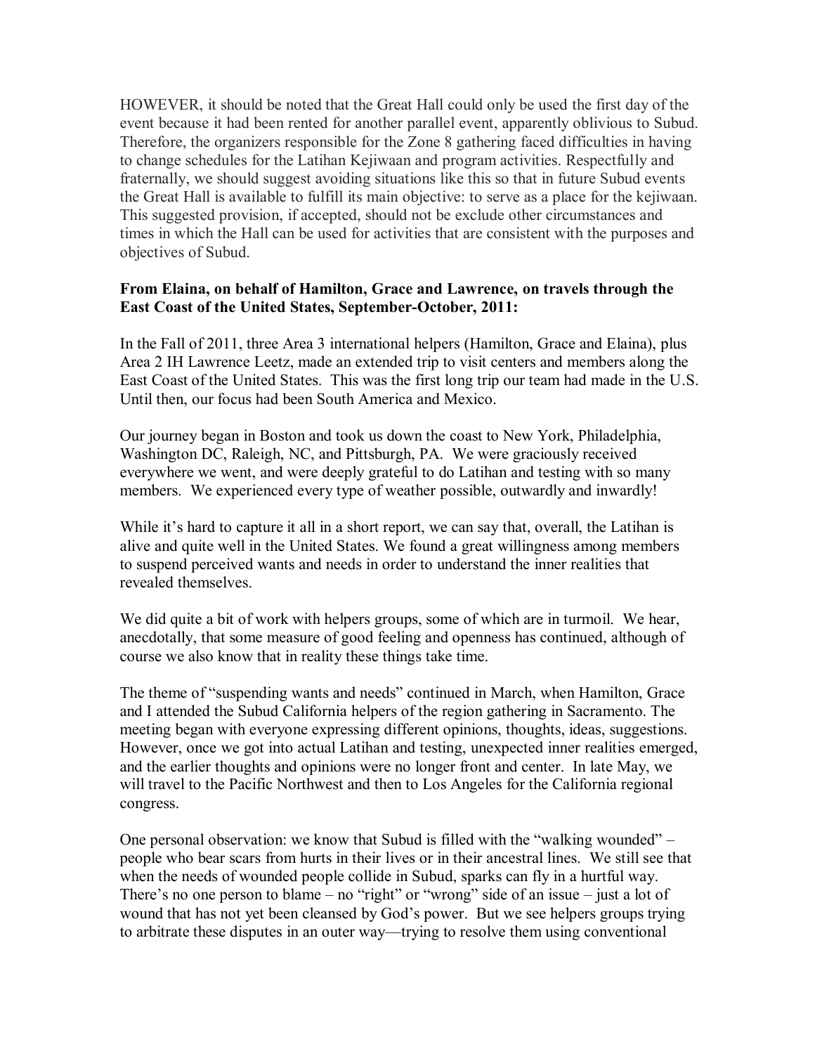HOWEVER, it should be noted that the Great Hall could only be used the first day of the event because it had been rented for another parallel event, apparently oblivious to Subud. Therefore, the organizers responsible for the Zone 8 gathering faced difficulties in having to change schedules for the Latihan Kejiwaan and program activities. Respectfully and fraternally, we should suggest avoiding situations like this so that in future Subud events the Great Hall is available to fulfill its main objective: to serve as a place for the kejiwaan. This suggested provision, if accepted, should not be exclude other circumstances and times in which the Hall can be used for activities that are consistent with the purposes and objectives of Subud.

**From Elaina, on behalf of Hamilton, Grace and Lawrence, on travels through the East Coast of the United States, September-October, 2011:**

In the Fall of 2011, three Area 3 international helpers (Hamilton, Grace and Elaina), plus Area 2 IH Lawrence Leetz, made an extended trip to visit centers and members along the East Coast of the United States. This was the first long trip our team had made in the U.S. Until then, our focus had been South America and Mexico.

Our journey began in Boston and took us down the coast to New York, Philadelphia, Washington DC, Raleigh, NC, and Pittsburgh, PA. We were graciously received everywhere we went, and were deeply grateful to do Latihan and testing with so many members. We experienced every type of weather possible, outwardly and inwardly!

While it's hard to capture it all in a short report, we can say that, overall, the Latihan is alive and quite well in the United States. We found a great willingness among members to suspend perceived wants and needs in order to understand the inner realities that revealed themselves.

We did quite a bit of work with helpers groups, some of which are in turmoil. We hear, anecdotally, that some measure of good feeling and openness has continued, although of course we also know that in reality these things take time.

The theme of "suspending wants and needs" continued in March, when Hamilton, Grace and I attended the Subud California helpers of the region gathering in Sacramento. The meeting began with everyone expressing different opinions, thoughts, ideas, suggestions. However, once we got into actual Latihan and testing, unexpected inner realities emerged, and the earlier thoughts and opinions were no longer front and center. In late May, we will travel to the Pacific Northwest and then to Los Angeles for the California regional congress.

One personal observation: we know that Subud is filled with the "walking wounded" – people who bear scars from hurts in their lives or in their ancestral lines. We still see that when the needs of wounded people collide in Subud, sparks can fly in a hurtful way. There's no one person to blame – no "right" or "wrong" side of an issue – just a lot of wound that has not yet been cleansed by God's power. But we see helpers groups trying to arbitrate these disputes in an outer way—trying to resolve them using conventional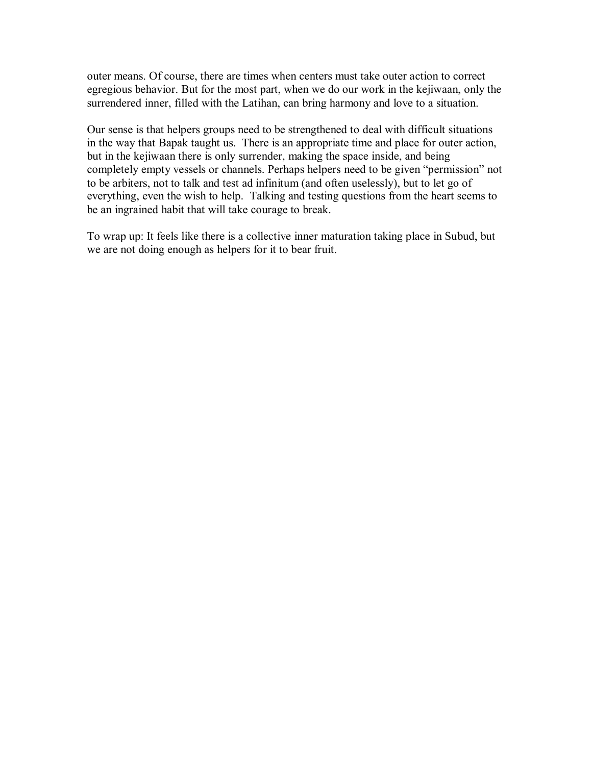outer means. Of course, there are times when centers must take outer action to correct egregious behavior. But for the most part, when we do our work in the kejiwaan, only the surrendered inner, filled with the Latihan, can bring harmony and love to a situation.

Our sense is that helpers groups need to be strengthened to deal with difficult situations in the way that Bapak taught us. There is an appropriate time and place for outer action, but in the kejiwaan there is only surrender, making the space inside, and being completely empty vessels or channels. Perhaps helpers need to be given "permission" not to be arbiters, not to talk and test ad infinitum (and often uselessly), but to let go of everything, even the wish to help. Talking and testing questions from the heart seems to be an ingrained habit that will take courage to break.

To wrap up: It feels like there is a collective inner maturation taking place in Subud, but we are not doing enough as helpers for it to bear fruit.